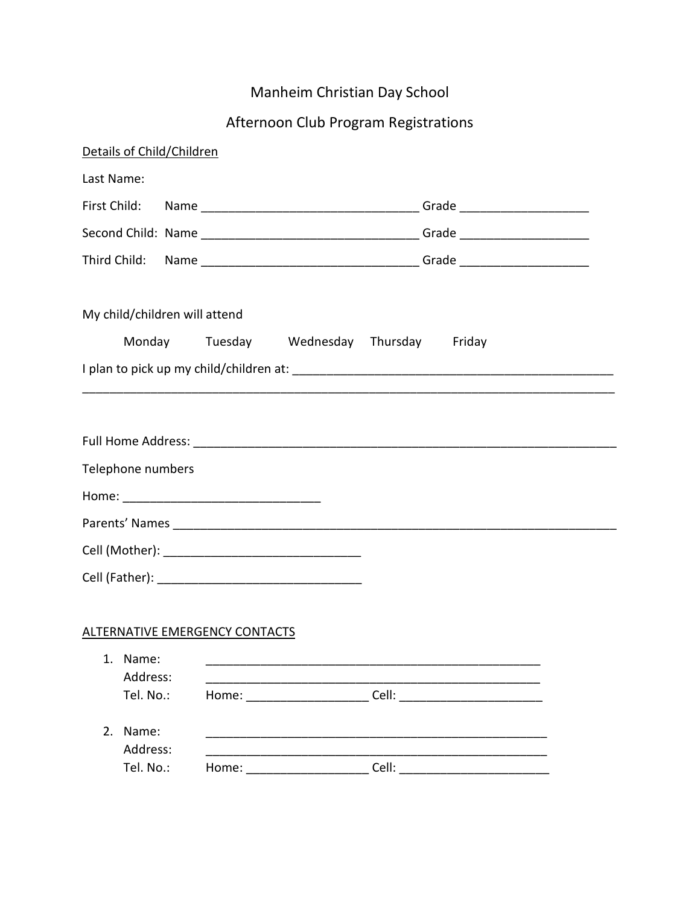# Manheim Christian Day School

## Afternoon Club Program Registrations

Details of Child/Children

Last Name:

First Child: Name ________________________________ Grade ___________________

Second Child: Name ________________________________ Grade ___________________

Third Child: Name ________________________________ Grade ___________________

My child/children will attend

Monday Tuesday Wednesday Thursday Friday

I plan to pick up my child/children at: _______________________________________________

_______________________________________________________________________________

Full Home Address: _____________________________________________________________

Telephone numbers

Home: _____________________________

Parents' Names _______________________________________________________________

Cell (Mother): ______________________________

Cell (Father): _______________________________

ALTERNATIVE EMERGENCY CONTACTS

1. Name: __________________________________________________
   Address: __________________________________________________
   Tel. No.: Home: __________________ Cell: _____________________

2. Name: ___________________________________________________
   Address: ___________________________________________________
   Tel. No.: Home: __________________ Cell: ______________________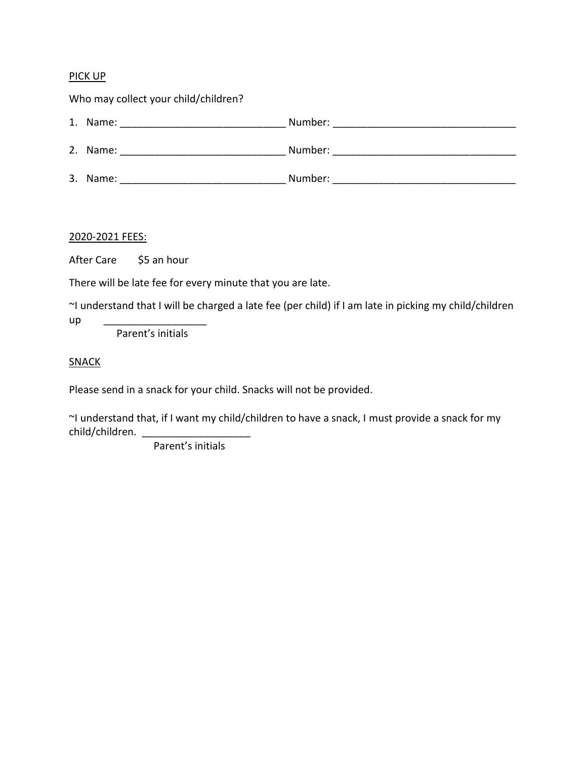<u>PICK UP</u>

Who may collect your child/children?

1. Name: ______________________________ Number: _________________________________

2. Name: ______________________________ Number: _________________________________

3. Name: ______________________________ Number: _________________________________

<u>2020-2021 FEES:</u>

After Care $5 an hour

There will be late fee for every minute that you are late.

~I understand that I will be charged a late fee (per child) if I am late in picking my child/children up __________________
Parent's initials

<u>SNACK</u>

Please send in a snack for your child. Snacks will not be provided.

~I understand that, if I want my child/children to have a snack, I must provide a snack for my child/children. ___________________
Parent's initials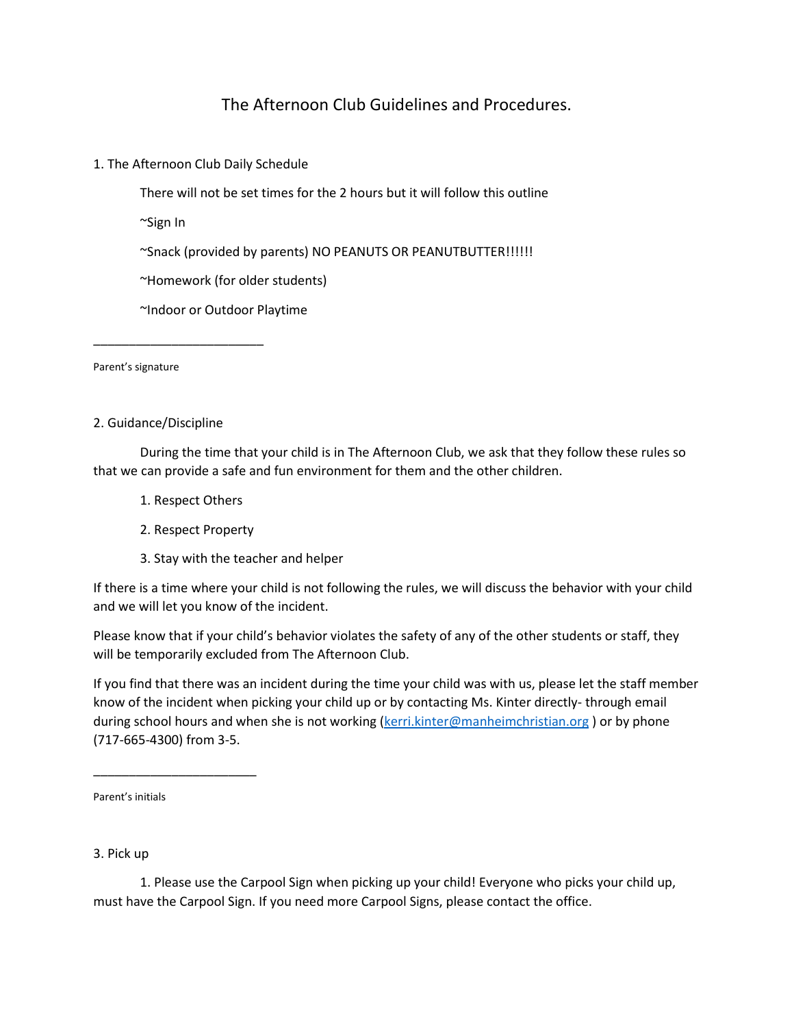# The Afternoon Club Guidelines and Procedures.

1. The Afternoon Club Daily Schedule

There will not be set times for the 2 hours but it will follow this outline

~Sign In

~Snack (provided by parents) NO PEANUTS OR PEANUTBUTTER!!!!!!

~Homework (for older students)

~Indoor or Outdoor Playtime

________________________

Parent's signature

2. Guidance/Discipline

During the time that your child is in The Afternoon Club, we ask that they follow these rules so that we can provide a safe and fun environment for them and the other children.

1. Respect Others
2. Respect Property
3. Stay with the teacher and helper

If there is a time where your child is not following the rules, we will discuss the behavior with your child and we will let you know of the incident.

Please know that if your child's behavior violates the safety of any of the other students or staff, they will be temporarily excluded from The Afternoon Club.

If you find that there was an incident during the time your child was with us, please let the staff member know of the incident when picking your child up or by contacting Ms. Kinter directly- through email during school hours and when she is not working (kerri.kinter@manheimchristian.org ) or by phone (717-665-4300) from 3-5.

________________________

Parent's initials

3. Pick up

1. Please use the Carpool Sign when picking up your child! Everyone who picks your child up, must have the Carpool Sign. If you need more Carpool Signs, please contact the office.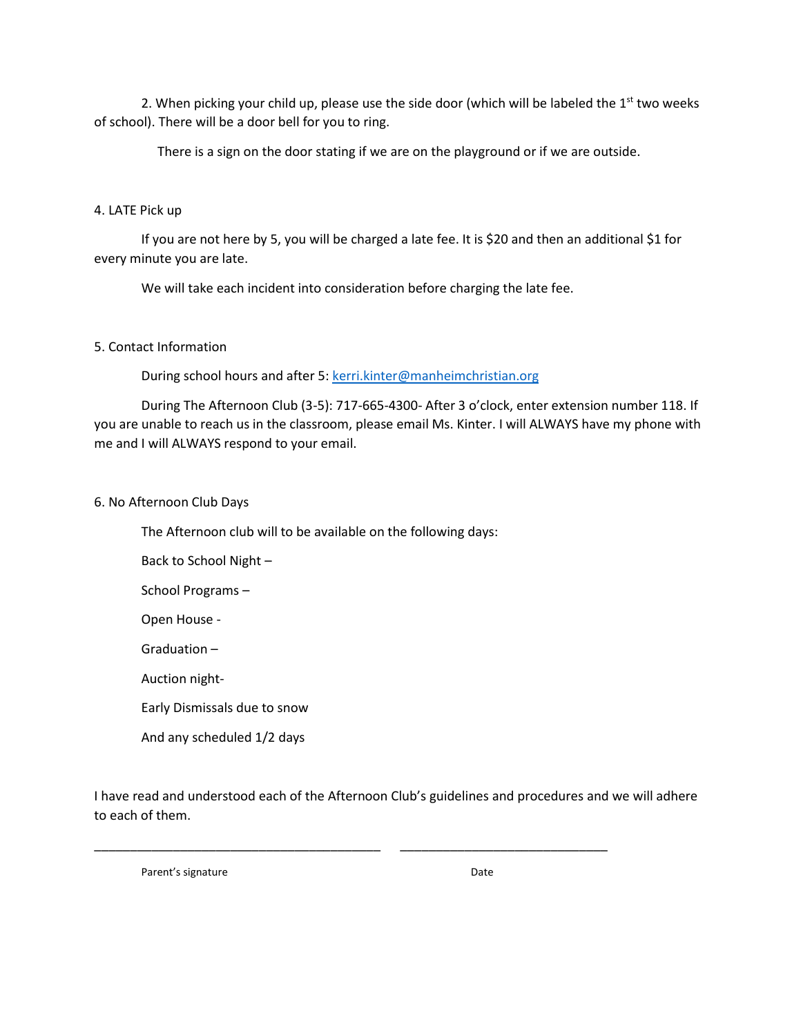2. When picking your child up, please use the side door (which will be labeled the 1st two weeks of school). There will be a door bell for you to ring.

There is a sign on the door stating if we are on the playground or if we are outside.

4. LATE Pick up

If you are not here by 5, you will be charged a late fee. It is $20 and then an additional $1 for every minute you are late.

We will take each incident into consideration before charging the late fee.

5. Contact Information

During school hours and after 5: kerri.kinter@manheimchristian.org

During The Afternoon Club (3-5): 717-665-4300- After 3 o'clock, enter extension number 118. If you are unable to reach us in the classroom, please email Ms. Kinter. I will ALWAYS have my phone with me and I will ALWAYS respond to your email.

6. No Afternoon Club Days

The Afternoon club will to be available on the following days:

Back to School Night –

School Programs –

Open House -

Graduation –

Auction night-

Early Dismissals due to snow

And any scheduled 1/2 days

I have read and understood each of the Afternoon Club's guidelines and procedures and we will adhere to each of them.

_________________________________________ ______________________________

Parent's signature Date